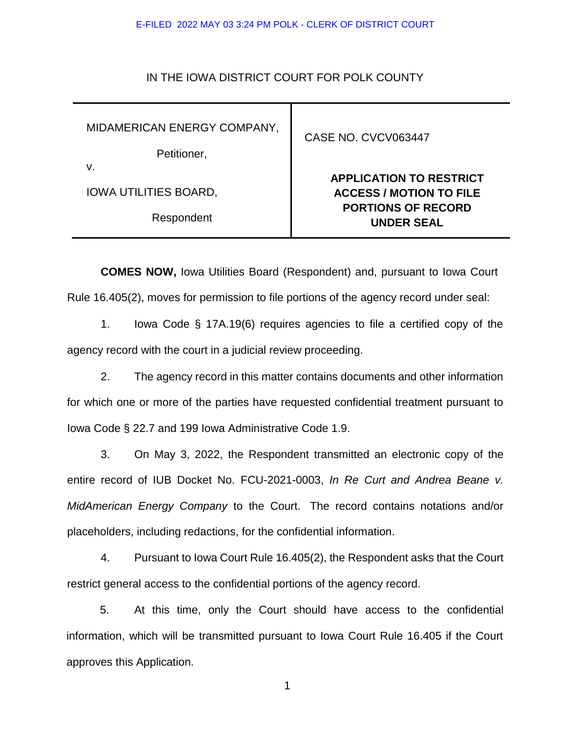E-FILED 2022 MAY 03 3:24 PM POLK - CLERK OF DISTRICT COURT

IN THE IOWA DISTRICT COURT FOR POLK COUNTY

| MIDAMERICAN ENERGY COMPANY,<br>Petitioner,<br>v.<br>IOWA UTILITIES BOARD,<br>Respondent | CASE NO. CVCV063447<br><br>**APPLICATION TO RESTRICT ACCESS / MOTION TO FILE PORTIONS OF RECORD UNDER SEAL** |
|---|---|

**COMES NOW,** Iowa Utilities Board (Respondent) and, pursuant to Iowa Court Rule 16.405(2), moves for permission to file portions of the agency record under seal:

1. Iowa Code § 17A.19(6) requires agencies to file a certified copy of the agency record with the court in a judicial review proceeding.

2. The agency record in this matter contains documents and other information for which one or more of the parties have requested confidential treatment pursuant to Iowa Code § 22.7 and 199 Iowa Administrative Code 1.9.

3. On May 3, 2022, the Respondent transmitted an electronic copy of the entire record of IUB Docket No. FCU-2021-0003, *In Re Curt and Andrea Beane v. MidAmerican Energy Company* to the Court. The record contains notations and/or placeholders, including redactions, for the confidential information.

4. Pursuant to Iowa Court Rule 16.405(2), the Respondent asks that the Court restrict general access to the confidential portions of the agency record.

5. At this time, only the Court should have access to the confidential information, which will be transmitted pursuant to Iowa Court Rule 16.405 if the Court approves this Application.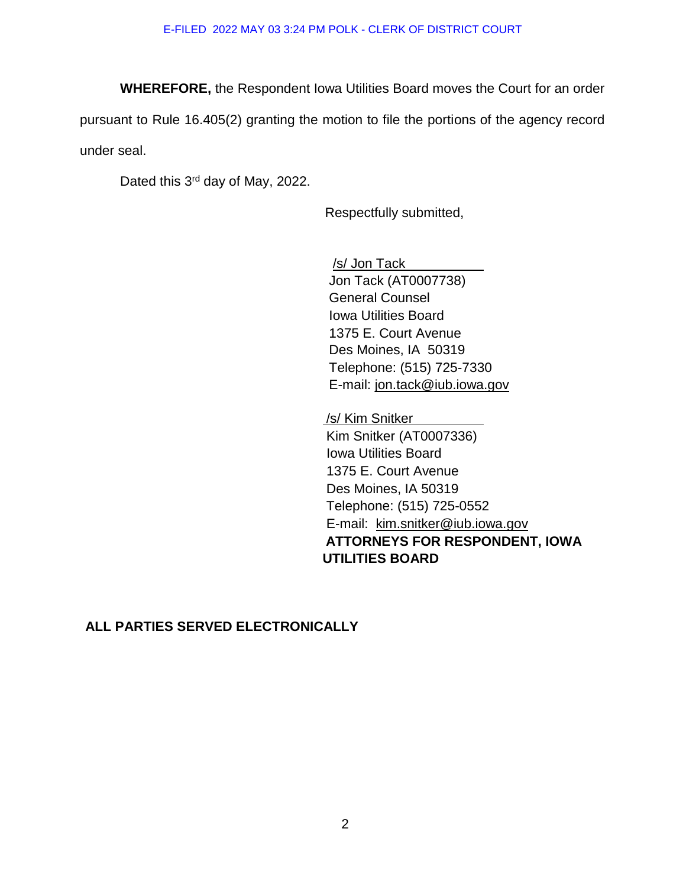**WHEREFORE,** the Respondent Iowa Utilities Board moves the Court for an order pursuant to Rule 16.405(2) granting the motion to file the portions of the agency record under seal.

Dated this 3rd day of May, 2022.

Respectfully submitted,

/s/ Jon Tack
Jon Tack (AT0007738)
General Counsel
Iowa Utilities Board
1375 E. Court Avenue
Des Moines, IA 50319
Telephone: (515) 725-7330
E-mail: jon.tack@iub.iowa.gov

/s/ Kim Snitker
Kim Snitker (AT0007336)
Iowa Utilities Board
1375 E. Court Avenue
Des Moines, IA 50319
Telephone: (515) 725-0552
E-mail: kim.snitker@iub.iowa.gov
**ATTORNEYS FOR RESPONDENT, IOWA UTILITIES BOARD**

**ALL PARTIES SERVED ELECTRONICALLY**